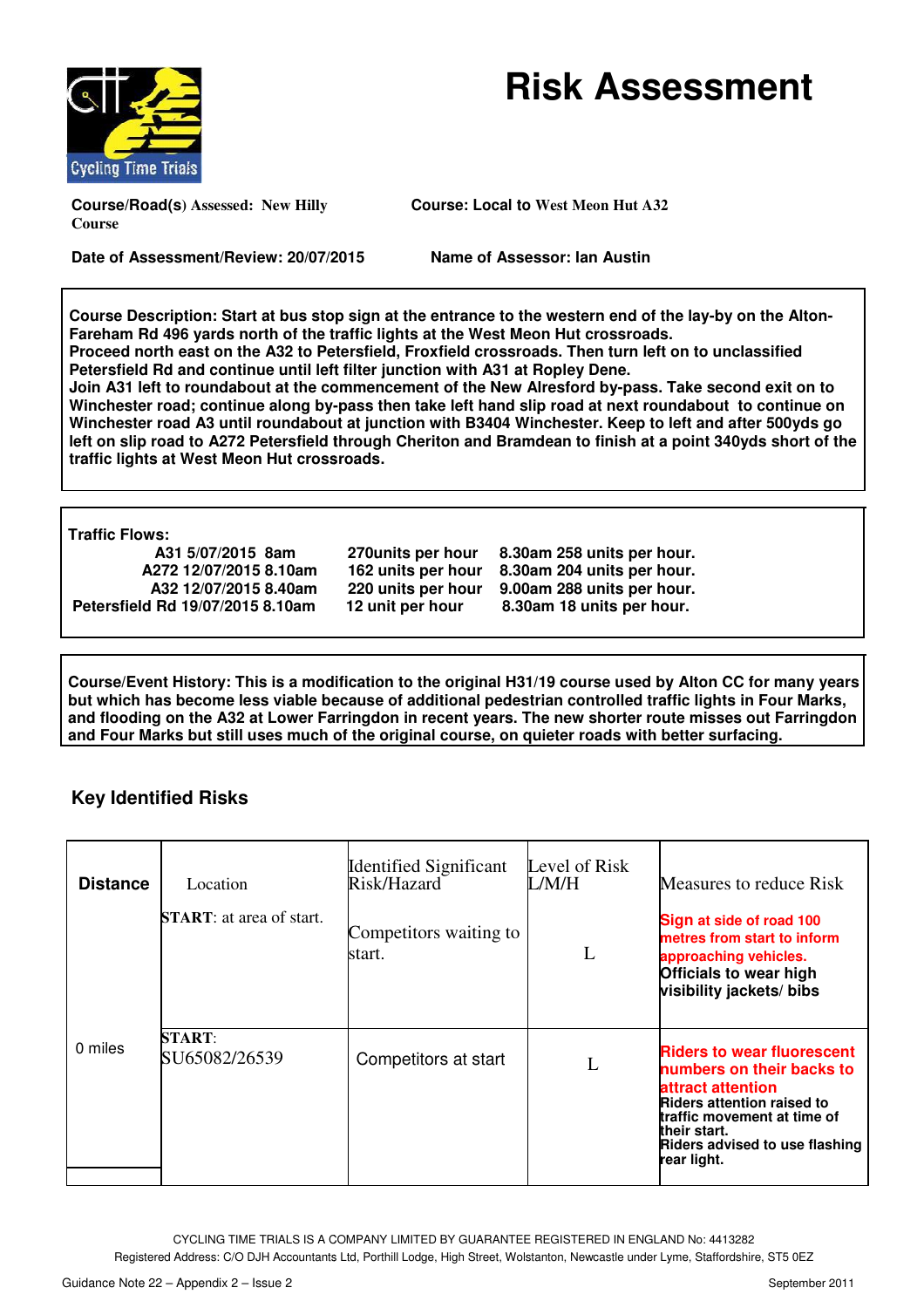# Risk Assessment

**Course/Road(s) Assessed: New Hilly Course**

**Course: Local to West Meon Hut A32**

**Date of Assessment/Review: 20/07/2015**

**Name of Assessor: Ian Austin**

**Course Description: Start at bus stop sign at the entrance to the western end of the lay-by on the Alton-Fareham Rd 496 yards north of the traffic lights at the West Meon Hut crossroads.**
**Proceed north east on the A32 to Petersfield, Froxfield crossroads. Then turn left on to unclassified Petersfield Rd and continue until left filter junction with A31 at Ropley Dene.**
**Join A31 left to roundabout at the commencement of the New Alresford by-pass. Take second exit on to Winchester road; continue along by-pass then take left hand slip road at next roundabout to continue on Winchester road A3 until roundabout at junction with B3404 Winchester. Keep to left and after 500yds go left on slip road to A272 Petersfield through Cheriton and Bramdean to finish at a point 340yds short of the traffic lights at West Meon Hut crossroads.**

**Traffic Flows:**

| | | |
|---|---|---|
| **A31 5/07/2015 8am** | **270units per hour** | **8.30am 258 units per hour.** |
| **A272 12/07/2015 8.10am** | **162 units per hour** | **8.30am 204 units per hour.** |
| **A32 12/07/2015 8.40am** | **220 units per hour** | **9.00am 288 units per hour.** |
| **Petersfield Rd 19/07/2015 8.10am** | **12 unit per hour** | **8.30am 18 units per hour.** |

**Course/Event History: This is a modification to the original H31/19 course used by Alton CC for many years but which has become less viable because of additional pedestrian controlled traffic lights in Four Marks, and flooding on the A32 at Lower Farringdon in recent years. The new shorter route misses out Farringdon and Four Marks but still uses much of the original course, on quieter roads with better surfacing.**

## Key Identified Risks

| **Distance** | Location | Identified Significant Risk/Hazard | Level of Risk L/M/H | Measures to reduce Risk |
|---|---|---|---|---|
| | **START**: at area of start. | Competitors waiting to start. | L | **Sign at side of road 100 metres from start to inform approaching vehicles.** **Officials to wear high visibility jackets/ bibs** |
| 0 miles | **START**: SU65082/26539 | Competitors at start | L | **Riders to wear fluorescent numbers on their backs to attract attention** **Riders attention raised to traffic movement at time of their start.** **Riders advised to use flashing rear light.** |

CYCLING TIME TRIALS IS A COMPANY LIMITED BY GUARANTEE REGISTERED IN ENGLAND No: 4413282
Registered Address: C/O DJH Accountants Ltd, Porthill Lodge, High Street, Wolstanton, Newcastle under Lyme, Staffordshire, ST5 0EZ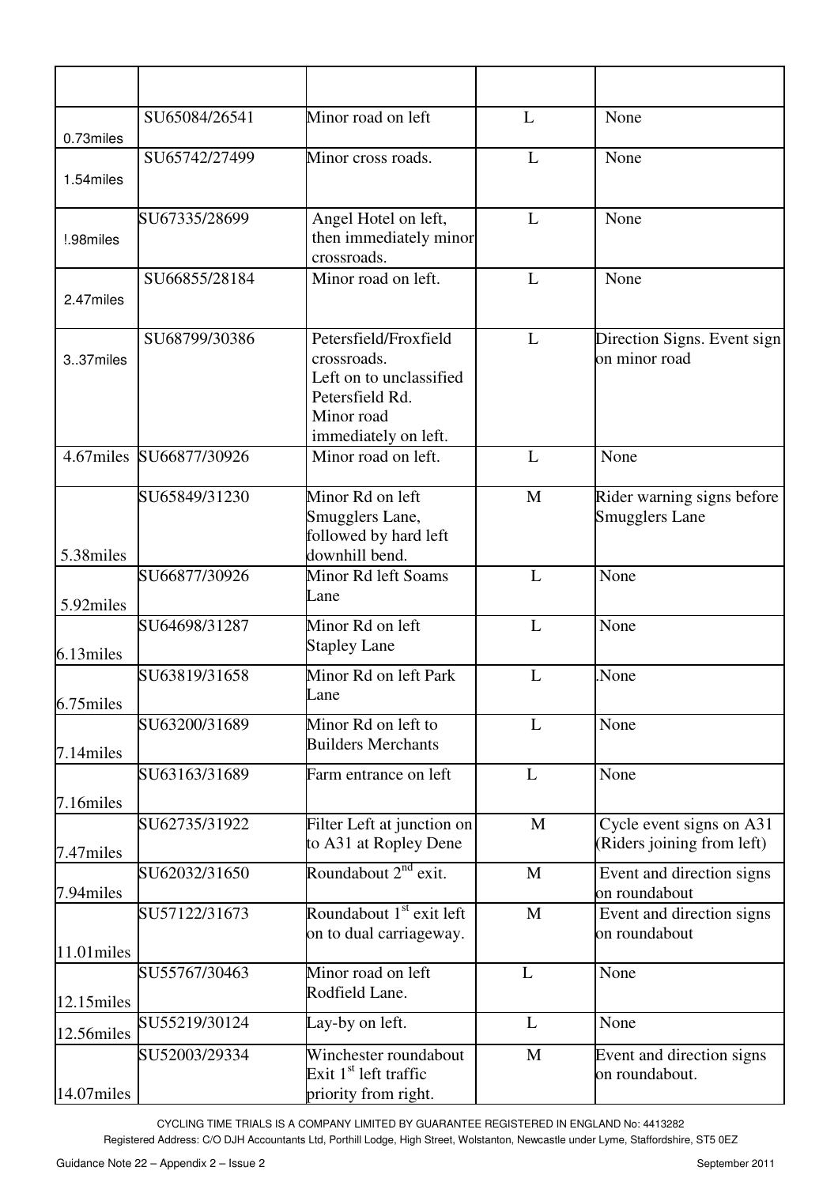| | | | | |
|---|---|---|---|---|
| 0.73miles | SU65084/26541 | Minor road on left | L | None |
| 1.54miles | SU65742/27499 | Minor cross roads. | L | None |
| !.98miles | SU67335/28699 | Angel Hotel on left, then immediately minor crossroads. | L | None |
| 2.47miles | SU66855/28184 | Minor road on left. | L | None |
| 3..37miles | SU68799/30386 | Petersfield/Froxfield crossroads. Left on to unclassified Petersfield Rd. Minor road immediately on left. | L | Direction Signs. Event sign on minor road |
| 4.67miles | SU66877/30926 | Minor road on left. | L | None |
| 5.38miles | SU65849/31230 | Minor Rd on left Smugglers Lane, followed by hard left downhill bend. | M | Rider warning signs before Smugglers Lane |
| 5.92miles | SU66877/30926 | Minor Rd left Soams Lane | L | None |
| 6.13miles | SU64698/31287 | Minor Rd on left Stapley Lane | L | None |
| 6.75miles | SU63819/31658 | Minor Rd on left Park Lane | L | .None |
| 7.14miles | SU63200/31689 | Minor Rd on left to Builders Merchants | L | None |
| 7.16miles | SU63163/31689 | Farm entrance on left | L | None |
| 7.47miles | SU62735/31922 | Filter Left at junction on to A31 at Ropley Dene | M | Cycle event signs on A31 (Riders joining from left) |
| 7.94miles | SU62032/31650 | Roundabout 2nd exit. | M | Event and direction signs on roundabout |
| 11.01miles | SU57122/31673 | Roundabout 1st exit left on to dual carriageway. | M | Event and direction signs on roundabout |
| 12.15miles | SU55767/30463 | Minor road on left Rodfield Lane. | L | None |
| 12.56miles | SU55219/30124 | Lay-by on left. | L | None |
| 14.07miles | SU52003/29334 | Winchester roundabout Exit 1st left traffic priority from right. | M | Event and direction signs on roundabout. |

CYCLING TIME TRIALS IS A COMPANY LIMITED BY GUARANTEE REGISTERED IN ENGLAND No: 4413282
Registered Address: C/O DJH Accountants Ltd, Porthill Lodge, High Street, Wolstanton, Newcastle under Lyme, Staffordshire, ST5 0EZ

Guidance Note 22 – Appendix 2 – Issue 2 September 2011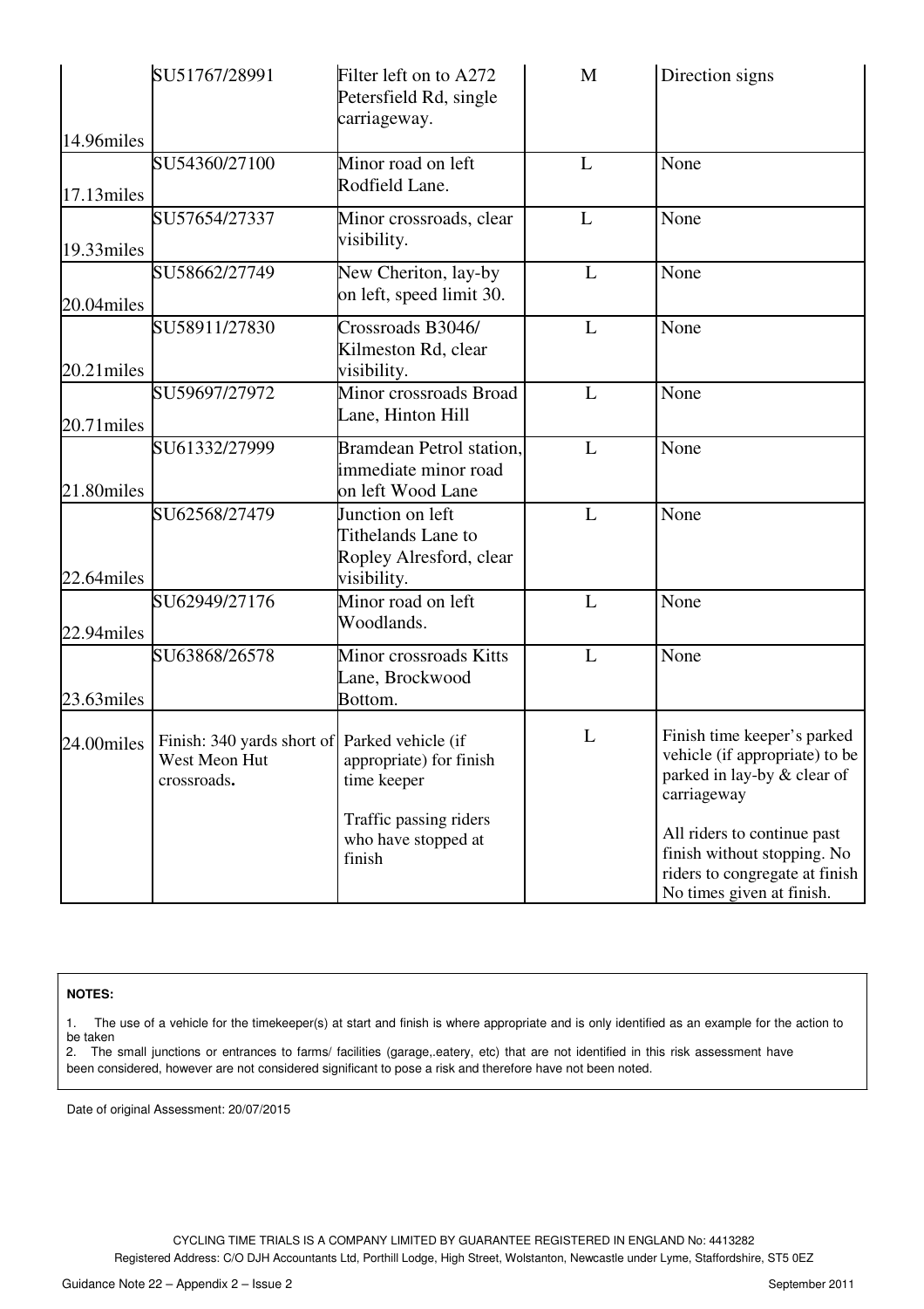| | | | | |
|---|---|---|---|---|
| 14.96miles | SU51767/28991 | Filter left on to A272 Petersfield Rd, single carriageway. | M | Direction signs |
| 17.13miles | SU54360/27100 | Minor road on left Rodfield Lane. | L | None |
| 19.33miles | SU57654/27337 | Minor crossroads, clear visibility. | L | None |
| 20.04miles | SU58662/27749 | New Cheriton, lay-by on left, speed limit 30. | L | None |
| 20.21miles | SU58911/27830 | Crossroads B3046/ Kilmeston Rd, clear visibility. | L | None |
| 20.71miles | SU59697/27972 | Minor crossroads Broad Lane, Hinton Hill | L | None |
| 21.80miles | SU61332/27999 | Bramdean Petrol station, immediate minor road on left Wood Lane | L | None |
| 22.64miles | SU62568/27479 | Junction on left Tithelands Lane to Ropley Alresford, clear visibility. | L | None |
| 22.94miles | SU62949/27176 | Minor road on left Woodlands. | L | None |
| 23.63miles | SU63868/26578 | Minor crossroads Kitts Lane, Brockwood Bottom. | L | None |
| 24.00miles | Finish: 340 yards short of West Meon Hut crossroads. | Parked vehicle (if appropriate) for finish time keeper<br><br>Traffic passing riders who have stopped at finish | L | Finish time keeper's parked vehicle (if appropriate) to be parked in lay-by & clear of carriageway<br><br>All riders to continue past finish without stopping. No riders to congregate at finish No times given at finish. |

**NOTES:**

1. The use of a vehicle for the timekeeper(s) at start and finish is where appropriate and is only identified as an example for the action to be taken
2. The small junctions or entrances to farms/ facilities (garage,.eatery, etc) that are not identified in this risk assessment have been considered, however are not considered significant to pose a risk and therefore have not been noted.

Date of original Assessment: 20/07/2015

CYCLING TIME TRIALS IS A COMPANY LIMITED BY GUARANTEE REGISTERED IN ENGLAND No: 4413282
Registered Address: C/O DJH Accountants Ltd, Porthill Lodge, High Street, Wolstanton, Newcastle under Lyme, Staffordshire, ST5 0EZ